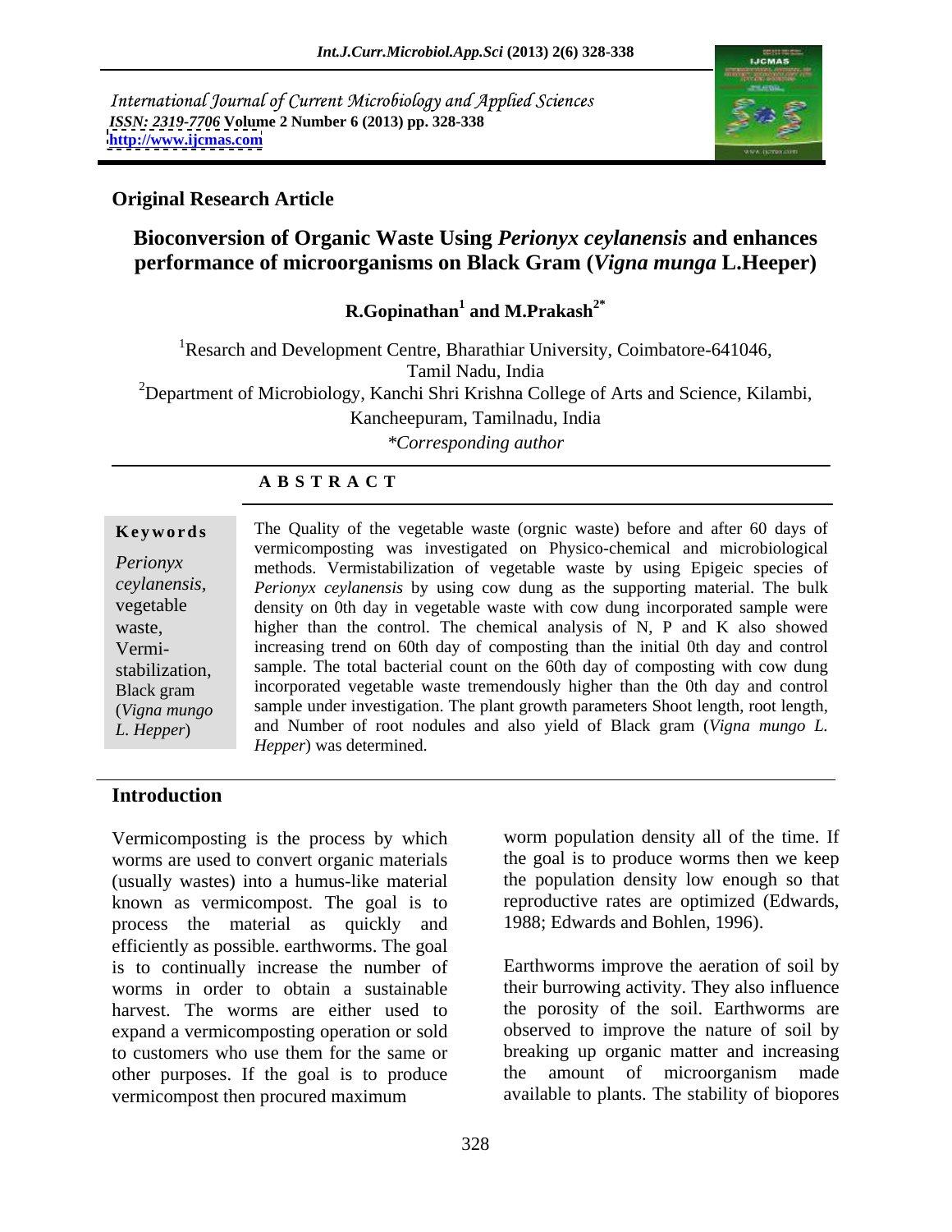International Journal of Current Microbiology and Applied Sciences
*ISSN: 2319-7706* **Volume 2 Number 6 (2013) pp. 328-338**
**http://www.ijcmas.com**

**Original Research Article**

# Bioconversion of Organic Waste Using *Perionyx ceylanensis* and enhances performance of microorganisms on Black Gram (*Vigna munga* L.Heeper)

**R.Gopinathan[1] and M.Prakash[2*]**

[1]Resarch and Development Centre, Bharathiar University, Coimbatore-641046, Tamil Nadu, India
[2]Department of Microbiology, Kanchi Shri Krishna College of Arts and Science, Kilambi, Kancheepuram, Tamilnadu, India
*\*Corresponding author*

## A B S T R A C T

**Keywords**

*Perionyx ceylanensis,* vegetable waste, Vermi-stabilization, Black gram (*Vigna mungo L. Hepper*)

The Quality of the vegetable waste (orgnic waste) before and after 60 days of vermicomposting was investigated on Physico-chemical and microbiological methods. Vermistabilization of vegetable waste by using Epigeic species of *Perionyx ceylanensis* by using cow dung as the supporting material. The bulk density on 0th day in vegetable waste with cow dung incorporated sample were higher than the control. The chemical analysis of N, P and K also showed increasing trend on 60th day of composting than the initial 0th day and control sample. The total bacterial count on the 60th day of composting with cow dung incorporated vegetable waste tremendously higher than the 0th day and control sample under investigation. The plant growth parameters Shoot length, root length, and Number of root nodules and also yield of Black gram (*Vigna mungo L. Hepper*) was determined.

## Introduction

Vermicomposting is the process by which worms are used to convert organic materials (usually wastes) into a humus-like material known as vermicompost. The goal is to process the material as quickly and efficiently as possible. earthworms. The goal is to continually increase the number of worms in order to obtain a sustainable harvest. The worms are either used to expand a vermicomposting operation or sold to customers who use them for the same or other purposes. If the goal is to produce vermicompost then procured maximum worm population density all of the time. If the goal is to produce worms then we keep the population density low enough so that reproductive rates are optimized (Edwards, 1988; Edwards and Bohlen, 1996).

Earthworms improve the aeration of soil by their burrowing activity. They also influence the porosity of the soil. Earthworms are observed to improve the nature of soil by breaking up organic matter and increasing the amount of microorganism made available to plants. The stability of biopores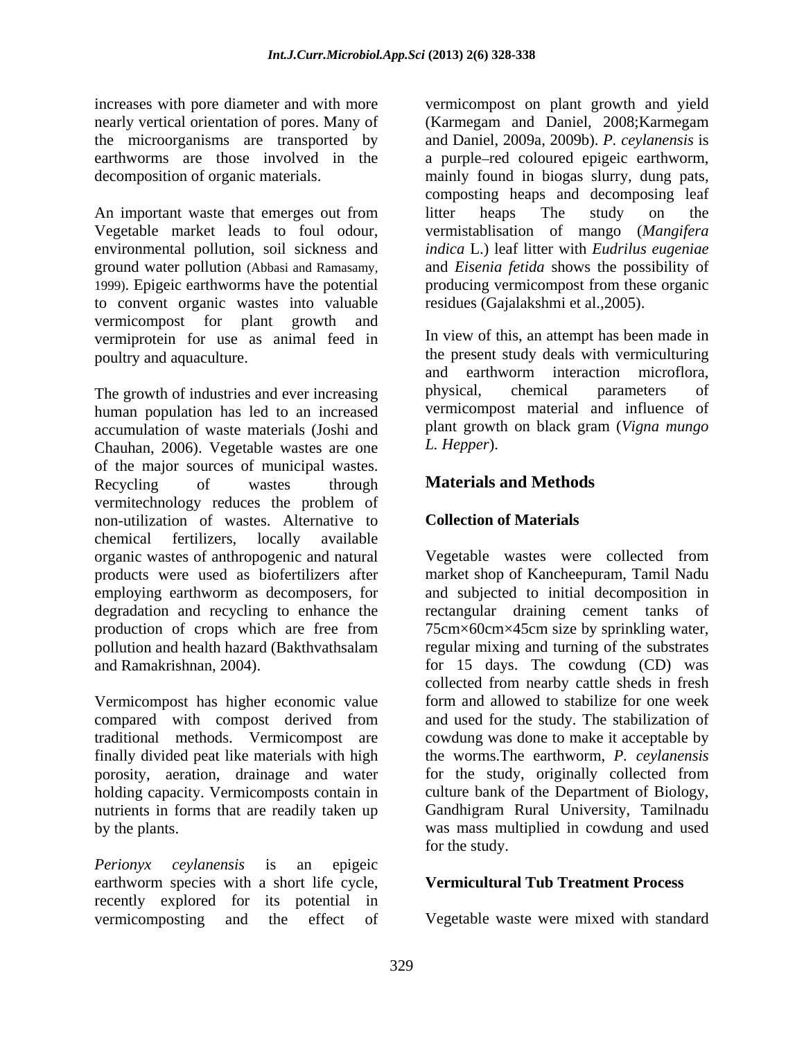increases with pore diameter and with more nearly vertical orientation of pores. Many of the microorganisms are transported by earthworms are those involved in the decomposition of organic materials.

An important waste that emerges out from Vegetable market leads to foul odour, environmental pollution, soil sickness and ground water pollution (Abbasi and Ramasamy, 1999). Epigeic earthworms have the potential to convent organic wastes into valuable vermicompost for plant growth and vermiprotein for use as animal feed in poultry and aquaculture.

The growth of industries and ever increasing human population has led to an increased accumulation of waste materials (Joshi and Chauhan, 2006). Vegetable wastes are one of the major sources of municipal wastes. Recycling of wastes through vermitechnology reduces the problem of non-utilization of wastes. Alternative to chemical fertilizers, locally available organic wastes of anthropogenic and natural products were used as biofertilizers after employing earthworm as decomposers, for degradation and recycling to enhance the production of crops which are free from pollution and health hazard (Bakthvathsalam and Ramakrishnan, 2004).

Vermicompost has higher economic value compared with compost derived from traditional methods. Vermicompost are finally divided peat like materials with high porosity, aeration, drainage and water holding capacity. Vermicomposts contain in nutrients in forms that are readily taken up by the plants.

*Perionyx ceylanensis* is an epigeic earthworm species with a short life cycle, recently explored for its potential in vermicomposting and the effect of vermicompost on plant growth and yield (Karmegam and Daniel, 2008;Karmegam and Daniel, 2009a, 2009b). *P. ceylanensis* is a purple–red coloured epigeic earthworm, mainly found in biogas slurry, dung pats, composting heaps and decomposing leaf litter heaps The study on the vermistablisation of mango (*Mangifera indica* L.) leaf litter with *Eudrilus eugeniae* and *Eisenia fetida* shows the possibility of producing vermicompost from these organic residues (Gajalakshmi et al.,2005).

In view of this, an attempt has been made in the present study deals with vermiculturing and earthworm interaction microflora, physical, chemical parameters of vermicompost material and influence of plant growth on black gram (*Vigna mungo L. Hepper*).

## Materials and Methods

### Collection of Materials

Vegetable wastes were collected from market shop of Kancheepuram, Tamil Nadu and subjected to initial decomposition in rectangular draining cement tanks of 75cm×60cm×45cm size by sprinkling water, regular mixing and turning of the substrates for 15 days. The cowdung (CD) was collected from nearby cattle sheds in fresh form and allowed to stabilize for one week and used for the study. The stabilization of cowdung was done to make it acceptable by the worms.The earthworm, *P. ceylanensis* for the study, originally collected from culture bank of the Department of Biology, Gandhigram Rural University, Tamilnadu was mass multiplied in cowdung and used for the study.

### Vermicultural Tub Treatment Process

Vegetable waste were mixed with standard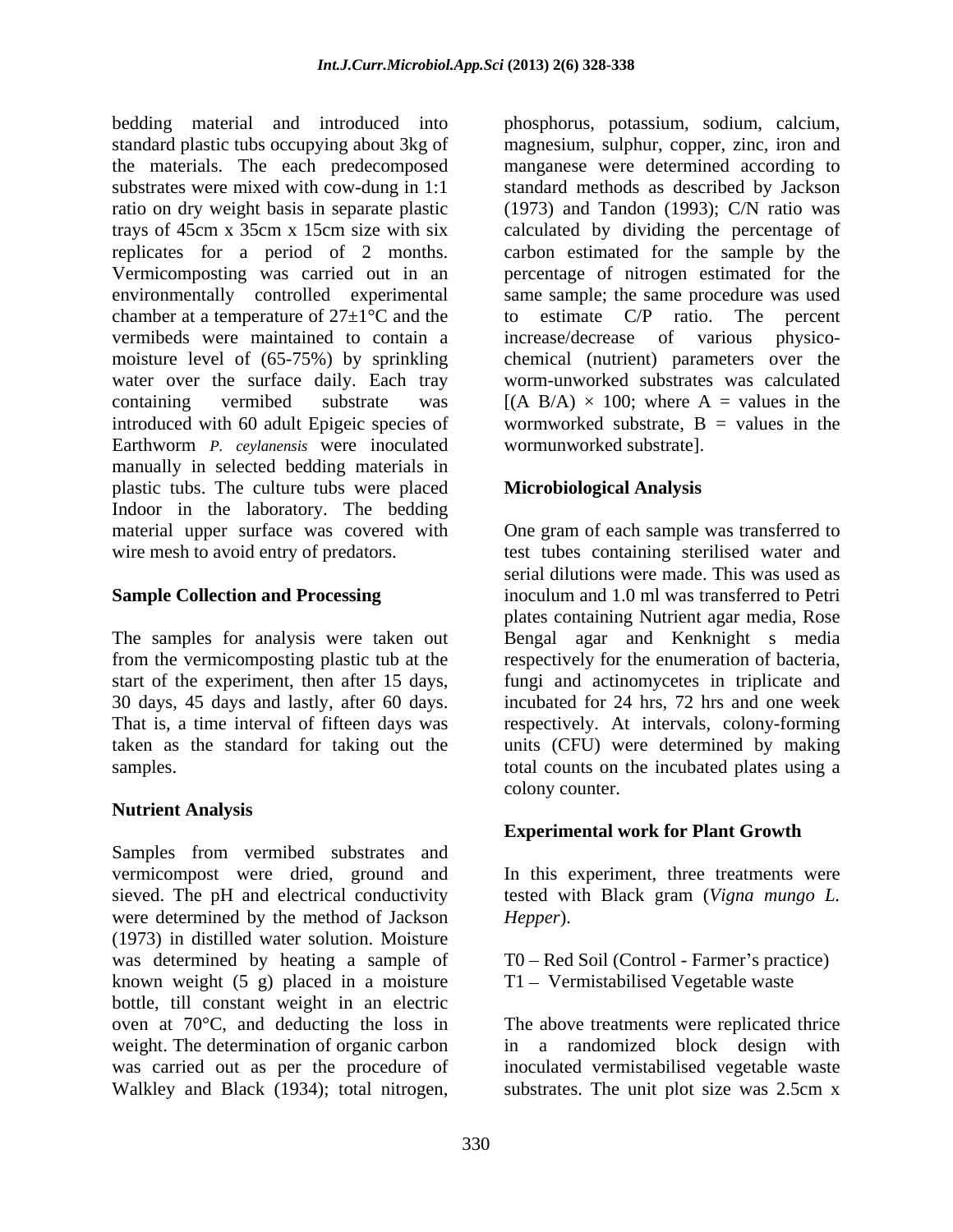bedding material and introduced into standard plastic tubs occupying about 3kg of the materials. The each predecomposed substrates were mixed with cow-dung in 1:1 ratio on dry weight basis in separate plastic trays of 45cm x 35cm x 15cm size with six replicates for a period of 2 months. Vermicomposting was carried out in an environmentally controlled experimental chamber at a temperature of 27±1°C and the vermibeds were maintained to contain a moisture level of (65-75%) by sprinkling water over the surface daily. Each tray containing vermibed substrate was introduced with 60 adult Epigeic species of Earthworm *P. ceylanensis* were inoculated manually in selected bedding materials in plastic tubs. The culture tubs were placed Indoor in the laboratory. The bedding material upper surface was covered with wire mesh to avoid entry of predators.

**Sample Collection and Processing**

The samples for analysis were taken out from the vermicomposting plastic tub at the start of the experiment, then after 15 days, 30 days, 45 days and lastly, after 60 days. That is, a time interval of fifteen days was taken as the standard for taking out the samples.

**Nutrient Analysis**

Samples from vermibed substrates and vermicompost were dried, ground and sieved. The pH and electrical conductivity were determined by the method of Jackson (1973) in distilled water solution. Moisture was determined by heating a sample of known weight (5 g) placed in a moisture bottle, till constant weight in an electric oven at 70°C, and deducting the loss in weight. The determination of organic carbon was carried out as per the procedure of Walkley and Black (1934); total nitrogen, phosphorus, potassium, sodium, calcium, magnesium, sulphur, copper, zinc, iron and manganese were determined according to standard methods as described by Jackson (1973) and Tandon (1993); C/N ratio was calculated by dividing the percentage of carbon estimated for the sample by the percentage of nitrogen estimated for the same sample; the same procedure was used to estimate C/P ratio. The percent increase/decrease of various physico-chemical (nutrient) parameters over the worm-unworked substrates was calculated [(A B/A) × 100; where A = values in the wormworked substrate, B = values in the wormunworked substrate].

**Microbiological Analysis**

One gram of each sample was transferred to test tubes containing sterilised water and serial dilutions were made. This was used as inoculum and 1.0 ml was transferred to Petri plates containing Nutrient agar media, Rose Bengal agar and Kenknight s media respectively for the enumeration of bacteria, fungi and actinomycetes in triplicate and incubated for 24 hrs, 72 hrs and one week respectively. At intervals, colony-forming units (CFU) were determined by making total counts on the incubated plates using a colony counter.

**Experimental work for Plant Growth**

In this experiment, three treatments were tested with Black gram (*Vigna mungo L. Hepper*).

T0 – Red Soil (Control - Farmer's practice)
T1 – Vermistabilised Vegetable waste

The above treatments were replicated thrice in a randomized block design with inoculated vermistabilised vegetable waste substrates. The unit plot size was 2.5cm x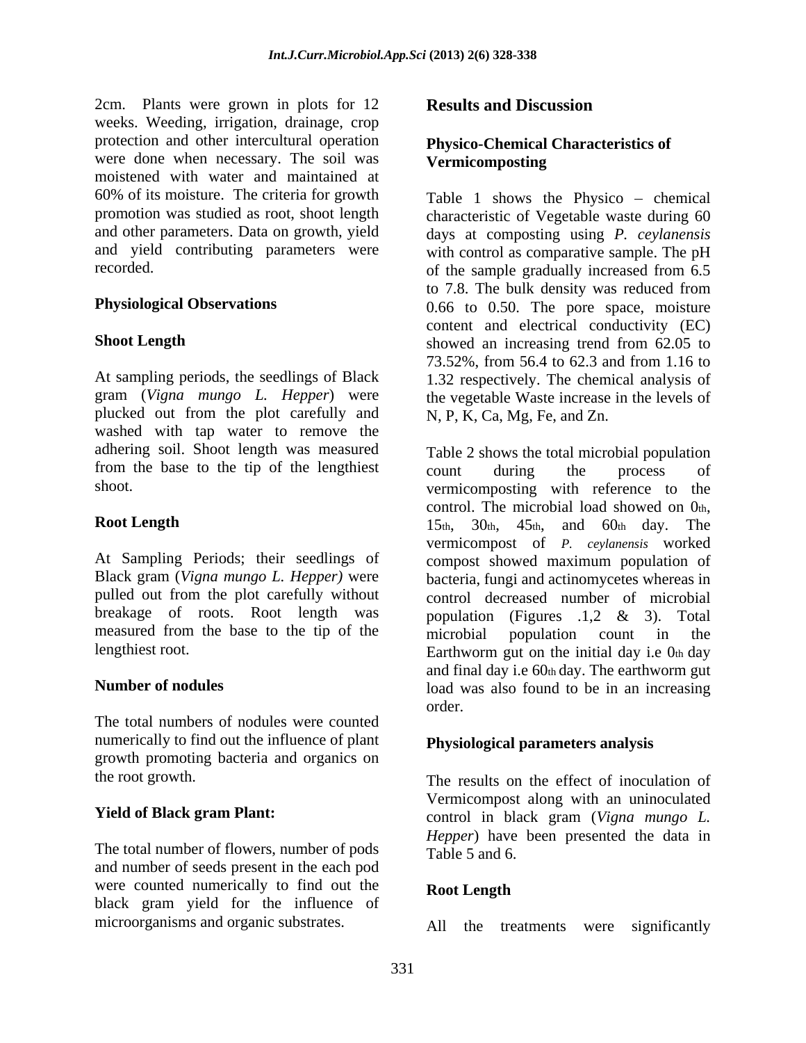2cm. Plants were grown in plots for 12 weeks. Weeding, irrigation, drainage, crop protection and other intercultural operation were done when necessary. The soil was moistened with water and maintained at 60% of its moisture. The criteria for growth promotion was studied as root, shoot length and other parameters. Data on growth, yield and yield contributing parameters were recorded.

**Physiological Observations**

**Shoot Length**

At sampling periods, the seedlings of Black gram (*Vigna mungo L. Hepper*) were plucked out from the plot carefully and washed with tap water to remove the adhering soil. Shoot length was measured from the base to the tip of the lengthiest shoot.

**Root Length**

At Sampling Periods; their seedlings of Black gram (*Vigna mungo L. Hepper)* were pulled out from the plot carefully without breakage of roots. Root length was measured from the base to the tip of the lengthiest root.

**Number of nodules**

The total numbers of nodules were counted numerically to find out the influence of plant growth promoting bacteria and organics on the root growth.

**Yield of Black gram Plant:**

The total number of flowers, number of pods and number of seeds present in the each pod were counted numerically to find out the black gram yield for the influence of microorganisms and organic substrates.

## Results and Discussion

### Physico-Chemical Characteristics of Vermicomposting

Table 1 shows the Physico – chemical characteristic of Vegetable waste during 60 days at composting using *P. ceylanensis* with control as comparative sample. The pH of the sample gradually increased from 6.5 to 7.8. The bulk density was reduced from 0.66 to 0.50. The pore space, moisture content and electrical conductivity (EC) showed an increasing trend from 62.05 to 73.52%, from 56.4 to 62.3 and from 1.16 to 1.32 respectively. The chemical analysis of the vegetable Waste increase in the levels of N, P, K, Ca, Mg, Fe, and Zn.

Table 2 shows the total microbial population count during the process of vermicomposting with reference to the control. The microbial load showed on $0^{th}$, $15^{th}$, $30^{th}$, $45^{th}$, and $60^{th}$ day. The vermicompost of *P. ceylanensis* worked compost showed maximum population of bacteria, fungi and actinomycetes whereas in control decreased number of microbial population (Figures .1,2 & 3). Total microbial population count in the Earthworm gut on the initial day i.e $0^{th}$ day and final day i.e $60^{th}$ day. The earthworm gut load was also found to be in an increasing order.

### Physiological parameters analysis

The results on the effect of inoculation of Vermicompost along with an uninoculated control in black gram (*Vigna mungo L. Hepper*) have been presented the data in Table 5 and 6.

### Root Length

All the treatments were significantly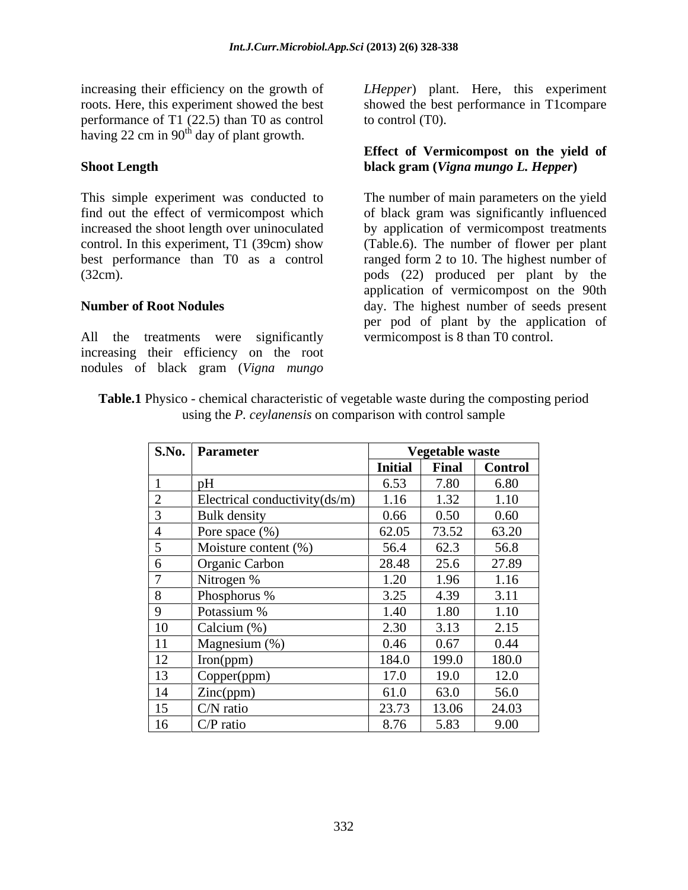increasing their efficiency on the growth of roots. Here, this experiment showed the best performance of T1 (22.5) than T0 as control having 22 cm in 90th day of plant growth.

**Shoot Length**

This simple experiment was conducted to find out the effect of vermicompost which increased the shoot length over uninoculated control. In this experiment, T1 (39cm) show best performance than T0 as a control (32cm).

**Number of Root Nodules**

All the treatments were significantly increasing their efficiency on the root nodules of black gram (*Vigna mungo LHepper*) plant. Here, this experiment showed the best performance in T1compare to control (T0).

**Effect of Vermicompost on the yield of black gram (*Vigna mungo L. Hepper*)**

The number of main parameters on the yield of black gram was significantly influenced by application of vermicompost treatments (Table.6). The number of flower per plant ranged form 2 to 10. The highest number of pods (22) produced per plant by the application of vermicompost on the 90th day. The highest number of seeds present per pod of plant by the application of vermicompost is 8 than T0 control.

**Table.1** Physico - chemical characteristic of vegetable waste during the composting period using the *P. ceylanensis* on comparison with control sample

| S.No. | Parameter | Vegetable waste | | |
|---|---|---|---|---|
| | | Initial | Final | Control |
| 1 | pH | 6.53 | 7.80 | 6.80 |
| 2 | Electrical conductivity(ds/m) | 1.16 | 1.32 | 1.10 |
| 3 | Bulk density | 0.66 | 0.50 | 0.60 |
| 4 | Pore space (%) | 62.05 | 73.52 | 63.20 |
| 5 | Moisture content (%) | 56.4 | 62.3 | 56.8 |
| 6 | Organic Carbon | 28.48 | 25.6 | 27.89 |
| 7 | Nitrogen % | 1.20 | 1.96 | 1.16 |
| 8 | Phosphorus % | 3.25 | 4.39 | 3.11 |
| 9 | Potassium % | 1.40 | 1.80 | 1.10 |
| 10 | Calcium (%) | 2.30 | 3.13 | 2.15 |
| 11 | Magnesium (%) | 0.46 | 0.67 | 0.44 |
| 12 | Iron(ppm) | 184.0 | 199.0 | 180.0 |
| 13 | Copper(ppm) | 17.0 | 19.0 | 12.0 |
| 14 | Zinc(ppm) | 61.0 | 63.0 | 56.0 |
| 15 | C/N ratio | 23.73 | 13.06 | 24.03 |
| 16 | C/P ratio | 8.76 | 5.83 | 9.00 |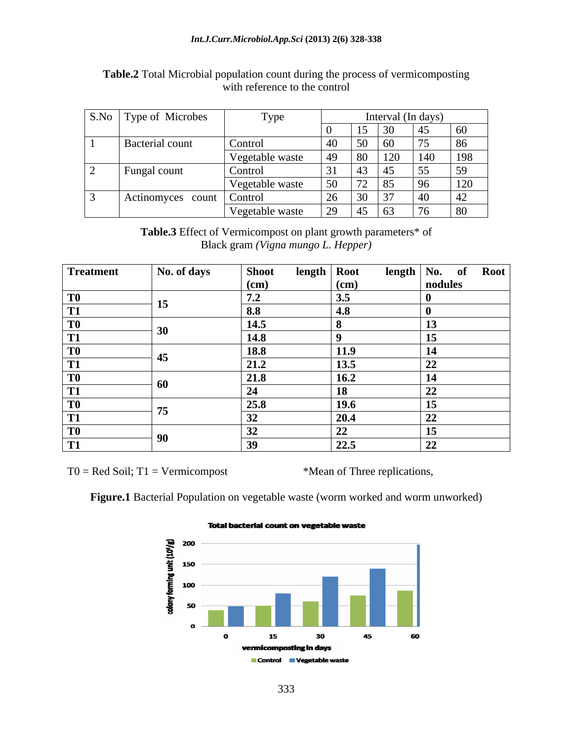**Table.2** Total Microbial population count during the process of vermicomposting with reference to the control

| S.No | Type of Microbes | Type | Interval (In days) | | | | |
|---|---|---|---|---|---|---|---|
| | | | 0 | 15 | 30 | 45 | 60 |
| 1 | Bacterial count | Control | 40 | 50 | 60 | 75 | 86 |
| | | Vegetable waste | 49 | 80 | 120 | 140 | 198 |
| 2 | Fungal count | Control | 31 | 43 | 45 | 55 | 59 |
| | | Vegetable waste | 50 | 72 | 85 | 96 | 120 |
| 3 | Actinomyces count | Control | 26 | 30 | 37 | 40 | 42 |
| | | Vegetable waste | 29 | 45 | 63 | 76 | 80 |

**Table.3** Effect of Vermicompost on plant growth parameters* of Black gram *(Vigna mungo L. Hepper)*

| Treatment | No. of days | Shoot length (cm) | Root length (cm) | No. of Root nodules |
|---|---|---|---|---|
| T0 | 15 | 7.2 | 3.5 | 0 |
| T1 | | 8.8 | 4.8 | 0 |
| T0 | 30 | 14.5 | 8 | 13 |
| T1 | | 14.8 | 9 | 15 |
| T0 | 45 | 18.8 | 11.9 | 14 |
| T1 | | 21.2 | 13.5 | 22 |
| T0 | 60 | 21.8 | 16.2 | 14 |
| T1 | | 24 | 18 | 22 |
| T0 | 75 | 25.8 | 19.6 | 15 |
| T1 | | 32 | 20.4 | 22 |
| T0 | 90 | 32 | 22 | 15 |
| T1 | | 39 | 22.5 | 22 |

T0 = Red Soil; T1 = Vermicompost &nbsp;&nbsp;&nbsp;&nbsp;&nbsp;&nbsp;&nbsp;&nbsp; *Mean of Three replications,

**Figure.1** Bacterial Population on vegetable waste (worm worked and worm unworked)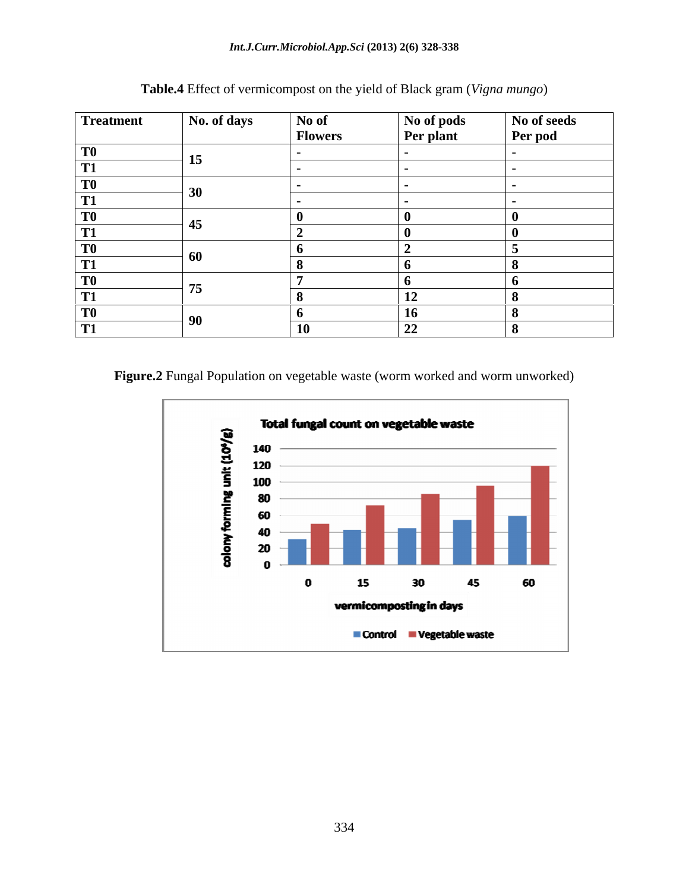**Table.4** Effect of vermicompost on the yield of Black gram (*Vigna mungo*)

| Treatment | No. of days | No of Flowers | No of pods Per plant | No of seeds Per pod |
|---|---|---|---|---|
| T0 | 15 | - | - | - |
| T1 | | - | - | - |
| T0 | 30 | - | - | - |
| T1 | | - | - | - |
| T0 | 45 | 0 | 0 | 0 |
| T1 | | 2 | 0 | 0 |
| T0 | 60 | 6 | 2 | 5 |
| T1 | | 8 | 6 | 8 |
| T0 | 75 | 7 | 6 | 6 |
| T1 | | 8 | 12 | 8 |
| T0 | 90 | 6 | 16 | 8 |
| T1 | | 10 | 22 | 8 |

**Figure.2** Fungal Population on vegetable waste (worm worked and worm unworked)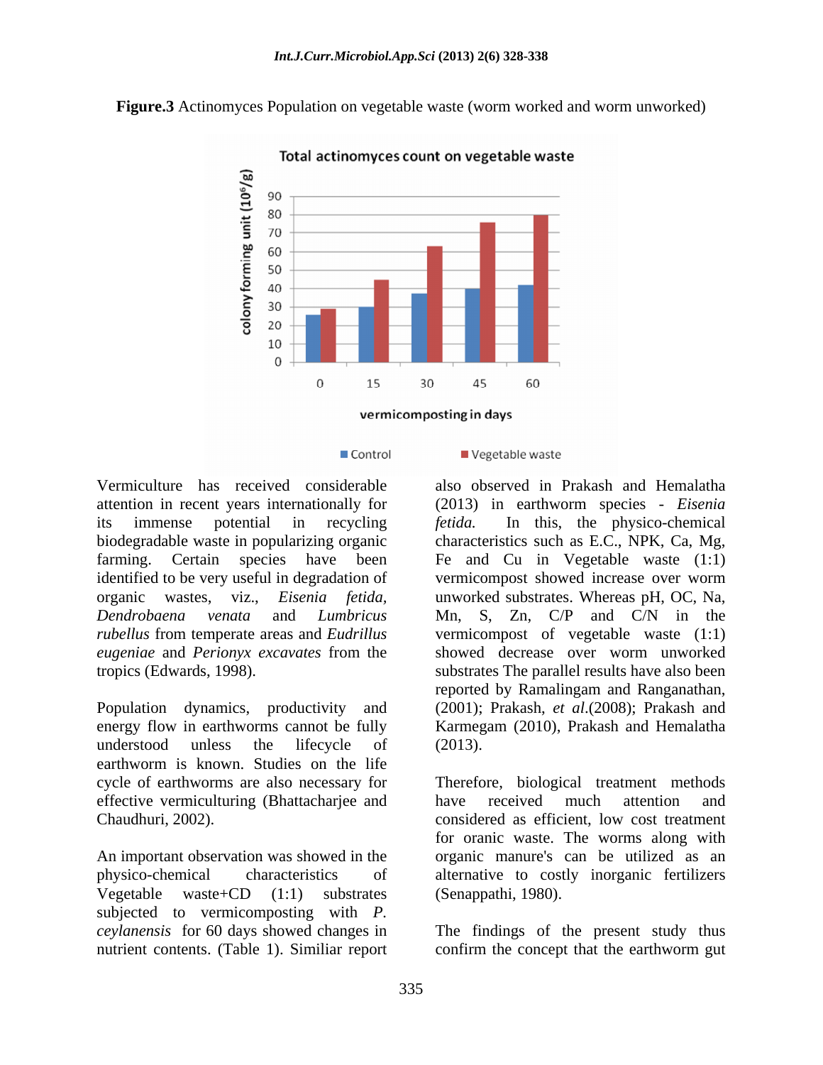**Figure.3** Actinomyces Population on vegetable waste (worm worked and worm unworked)

Vermiculture has received considerable attention in recent years internationally for its immense potential in recycling biodegradable waste in popularizing organic farming. Certain species have been identified to be very useful in degradation of organic wastes, viz., *Eisenia fetida*, *Dendrobaena venata* and *Lumbricus rubellus* from temperate areas and *Eudrillus eugeniae* and *Perionyx excavates* from the tropics (Edwards, 1998).

Population dynamics, productivity and energy flow in earthworms cannot be fully understood unless the lifecycle of earthworm is known. Studies on the life cycle of earthworms are also necessary for effective vermiculturing (Bhattacharjee and Chaudhuri, 2002).

An important observation was showed in the physico-chemical characteristics of Vegetable waste+CD (1:1) substrates subjected to vermicomposting with *P. ceylanensis* for 60 days showed changes in nutrient contents. (Table 1). Similiar report also observed in Prakash and Hemalatha (2013) in earthworm species - *Eisenia fetida.* In this, the physico-chemical characteristics such as E.C., NPK, Ca, Mg, Fe and Cu in Vegetable waste (1:1) vermicompost showed increase over worm unworked substrates. Whereas pH, OC, Na, Mn, S, Zn, C/P and C/N in the vermicompost of vegetable waste (1:1) showed decrease over worm unworked substrates The parallel results have also been reported by Ramalingam and Ranganathan, (2001); Prakash, *et al*.(2008); Prakash and Karmegam (2010), Prakash and Hemalatha (2013).

Therefore, biological treatment methods have received much attention and considered as efficient, low cost treatment for oranic waste. The worms along with organic manure's can be utilized as an alternative to costly inorganic fertilizers (Senappathi, 1980).

The findings of the present study thus confirm the concept that the earthworm gut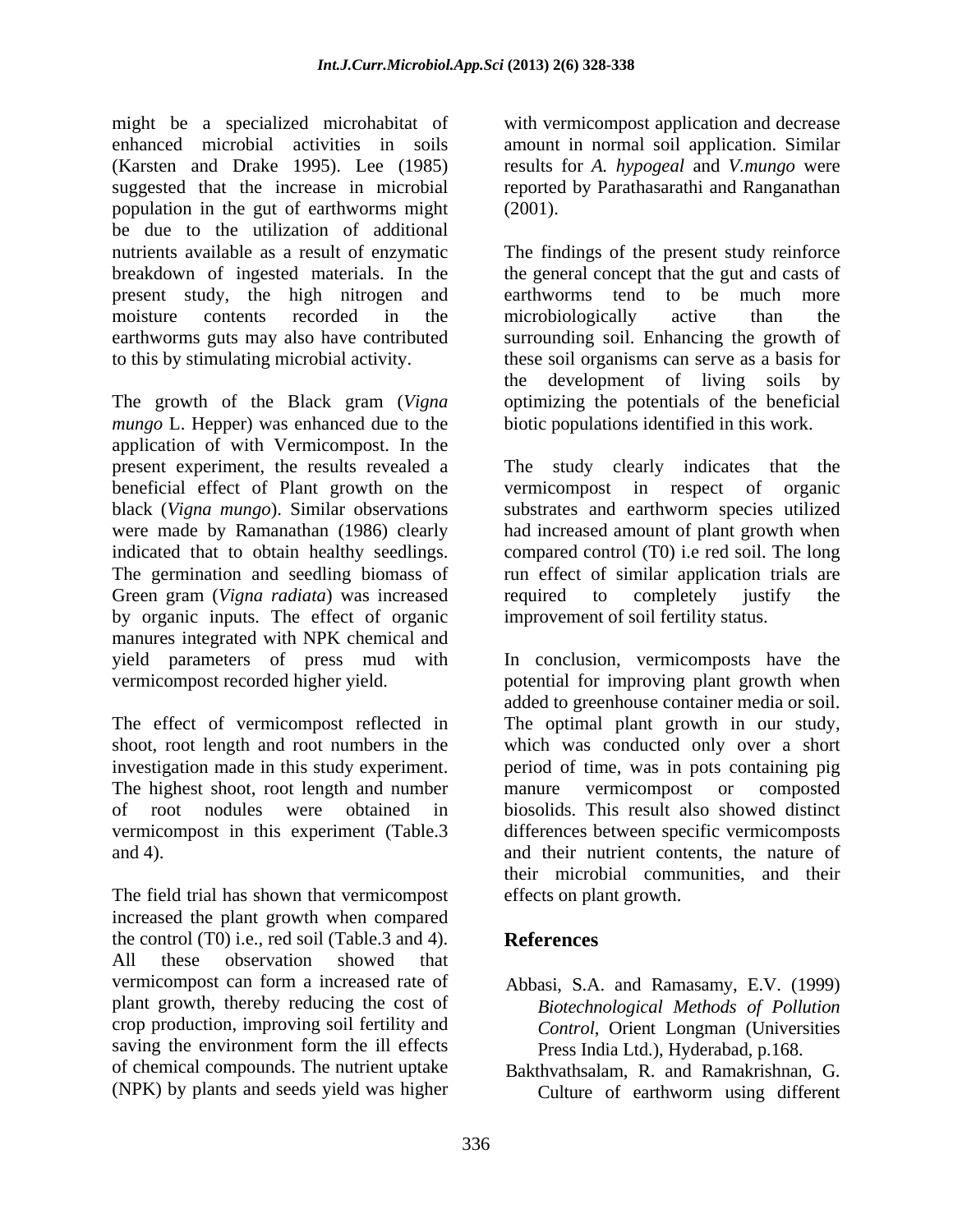might be a specialized microhabitat of enhanced microbial activities in soils (Karsten and Drake 1995). Lee (1985) suggested that the increase in microbial population in the gut of earthworms might be due to the utilization of additional nutrients available as a result of enzymatic breakdown of ingested materials. In the present study, the high nitrogen and moisture contents recorded in the earthworms guts may also have contributed to this by stimulating microbial activity.

The growth of the Black gram (*Vigna mungo* L. Hepper) was enhanced due to the application of with Vermicompost. In the present experiment, the results revealed a beneficial effect of Plant growth on the black (*Vigna mungo*). Similar observations were made by Ramanathan (1986) clearly indicated that to obtain healthy seedlings. The germination and seedling biomass of Green gram (*Vigna radiata*) was increased by organic inputs. The effect of organic manures integrated with NPK chemical and yield parameters of press mud with vermicompost recorded higher yield.

The effect of vermicompost reflected in shoot, root length and root numbers in the investigation made in this study experiment. The highest shoot, root length and number of root nodules were obtained in vermicompost in this experiment (Table.3 and 4).

The field trial has shown that vermicompost increased the plant growth when compared the control (T0) i.e., red soil (Table.3 and 4). All these observation showed that vermicompost can form a increased rate of plant growth, thereby reducing the cost of crop production, improving soil fertility and saving the environment form the ill effects of chemical compounds. The nutrient uptake (NPK) by plants and seeds yield was higher with vermicompost application and decrease amount in normal soil application. Similar results for *A. hypogeal* and *V.mungo* were reported by Parathasarathi and Ranganathan (2001).

The findings of the present study reinforce the general concept that the gut and casts of earthworms tend to be much more microbiologically active than the surrounding soil. Enhancing the growth of these soil organisms can serve as a basis for the development of living soils by optimizing the potentials of the beneficial biotic populations identified in this work.

The study clearly indicates that the vermicompost in respect of organic substrates and earthworm species utilized had increased amount of plant growth when compared control (T0) i.e red soil. The long run effect of similar application trials are required to completely justify the improvement of soil fertility status.

In conclusion, vermicomposts have the potential for improving plant growth when added to greenhouse container media or soil. The optimal plant growth in our study, which was conducted only over a short period of time, was in pots containing pig manure vermicompost or composted biosolids. This result also showed distinct differences between specific vermicomposts and their nutrient contents, the nature of their microbial communities, and their effects on plant growth.

## References

Abbasi, S.A. and Ramasamy, E.V. (1999) *Biotechnological Methods of Pollution Control*, Orient Longman (Universities Press India Ltd.), Hyderabad, p.168.

Bakthvathsalam, R. and Ramakrishnan, G. Culture of earthworm using different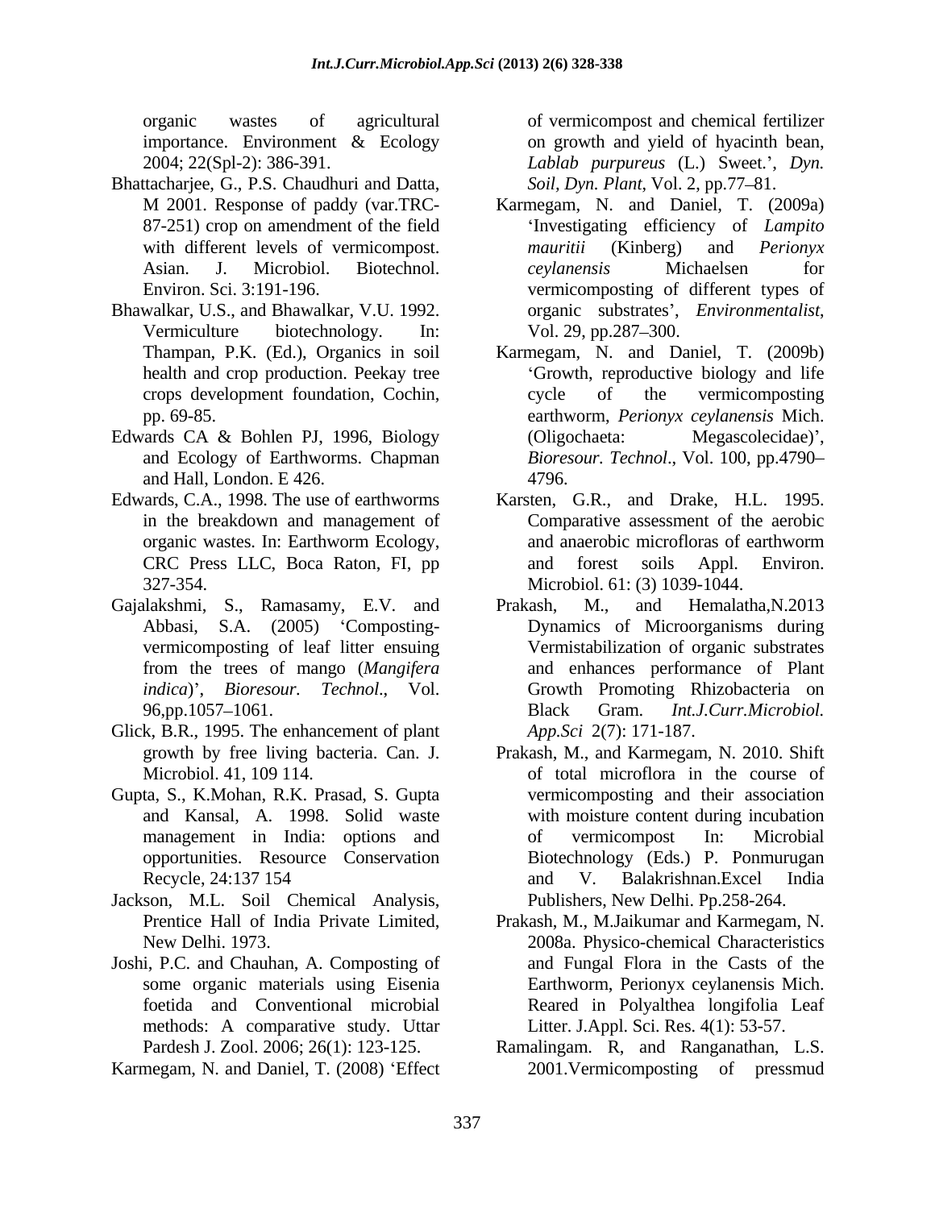organic wastes of agricultural importance. Environment & Ecology 2004; 22(Spl-2): 386-391.

Bhattacharjee, G., P.S. Chaudhuri and Datta, M 2001. Response of paddy (var.TRC-87-251) crop on amendment of the field with different levels of vermicompost. Asian. J. Microbiol. Biotechnol. Environ. Sci. 3:191-196.

Bhawalkar, U.S., and Bhawalkar, V.U. 1992. Vermiculture biotechnology. In: Thampan, P.K. (Ed.), Organics in soil health and crop production. Peekay tree crops development foundation, Cochin, pp. 69-85.

Edwards CA & Bohlen PJ, 1996, Biology and Ecology of Earthworms. Chapman and Hall, London. E 426.

Edwards, C.A., 1998. The use of earthworms in the breakdown and management of organic wastes. In: Earthworm Ecology, CRC Press LLC, Boca Raton, FI, pp 327-354.

Gajalakshmi, S., Ramasamy, E.V. and Abbasi, S.A. (2005) 'Composting-vermicomposting of leaf litter ensuing from the trees of mango (*Mangifera indica*)', *Bioresour. Technol*., Vol. 96,pp.1057–1061.

Glick, B.R., 1995. The enhancement of plant growth by free living bacteria. Can. J. Microbiol. 41, 109 114.

Gupta, S., K.Mohan, R.K. Prasad, S. Gupta and Kansal, A. 1998. Solid waste management in India: options and opportunities. Resource Conservation Recycle, 24:137 154

Jackson, M.L. Soil Chemical Analysis, Prentice Hall of India Private Limited, New Delhi. 1973.

Joshi, P.C. and Chauhan, A. Composting of some organic materials using Eisenia foetida and Conventional microbial methods: A comparative study. Uttar Pardesh J. Zool. 2006; 26(1): 123-125.

Karmegam, N. and Daniel, T. (2008) 'Effect of vermicompost and chemical fertilizer on growth and yield of hyacinth bean, *Lablab purpureus* (L.) Sweet.', *Dyn. Soil, Dyn. Plant*, Vol. 2, pp.77–81.

Karmegam, N. and Daniel, T. (2009a) 'Investigating efficiency of *Lampito mauritii* (Kinberg) and *Perionyx ceylanensis* Michaelsen for vermicomposting of different types of organic substrates', *Environmentalist*, Vol. 29, pp.287–300.

Karmegam, N. and Daniel, T. (2009b) 'Growth, reproductive biology and life cycle of the vermicomposting earthworm, *Perionyx ceylanensis* Mich. (Oligochaeta: Megascolecidae)', *Bioresour. Technol*., Vol. 100, pp.4790–4796.

Karsten, G.R., and Drake, H.L. 1995. Comparative assessment of the aerobic and anaerobic microfloras of earthworm and forest soils Appl. Environ. Microbiol. 61: (3) 1039-1044.

Prakash, M., and Hemalatha,N.2013 Dynamics of Microorganisms during Vermistabilization of organic substrates and enhances performance of Plant Growth Promoting Rhizobacteria on Black Gram. *Int.J.Curr.Microbiol. App.Sci* 2(7): 171-187.

Prakash, M., and Karmegam, N. 2010. Shift of total microflora in the course of vermicomposting and their association with moisture content during incubation of vermicompost In: Microbial Biotechnology (Eds.) P. Ponmurugan and V. Balakrishnan.Excel India Publishers, New Delhi. Pp.258-264.

Prakash, M., M.Jaikumar and Karmegam, N. 2008a. Physico-chemical Characteristics and Fungal Flora in the Casts of the Earthworm, Perionyx ceylanensis Mich. Reared in Polyalthea longifolia Leaf Litter. J.Appl. Sci. Res. 4(1): 53-57.

Ramalingam. R, and Ranganathan, L.S. 2001.Vermicomposting of pressmud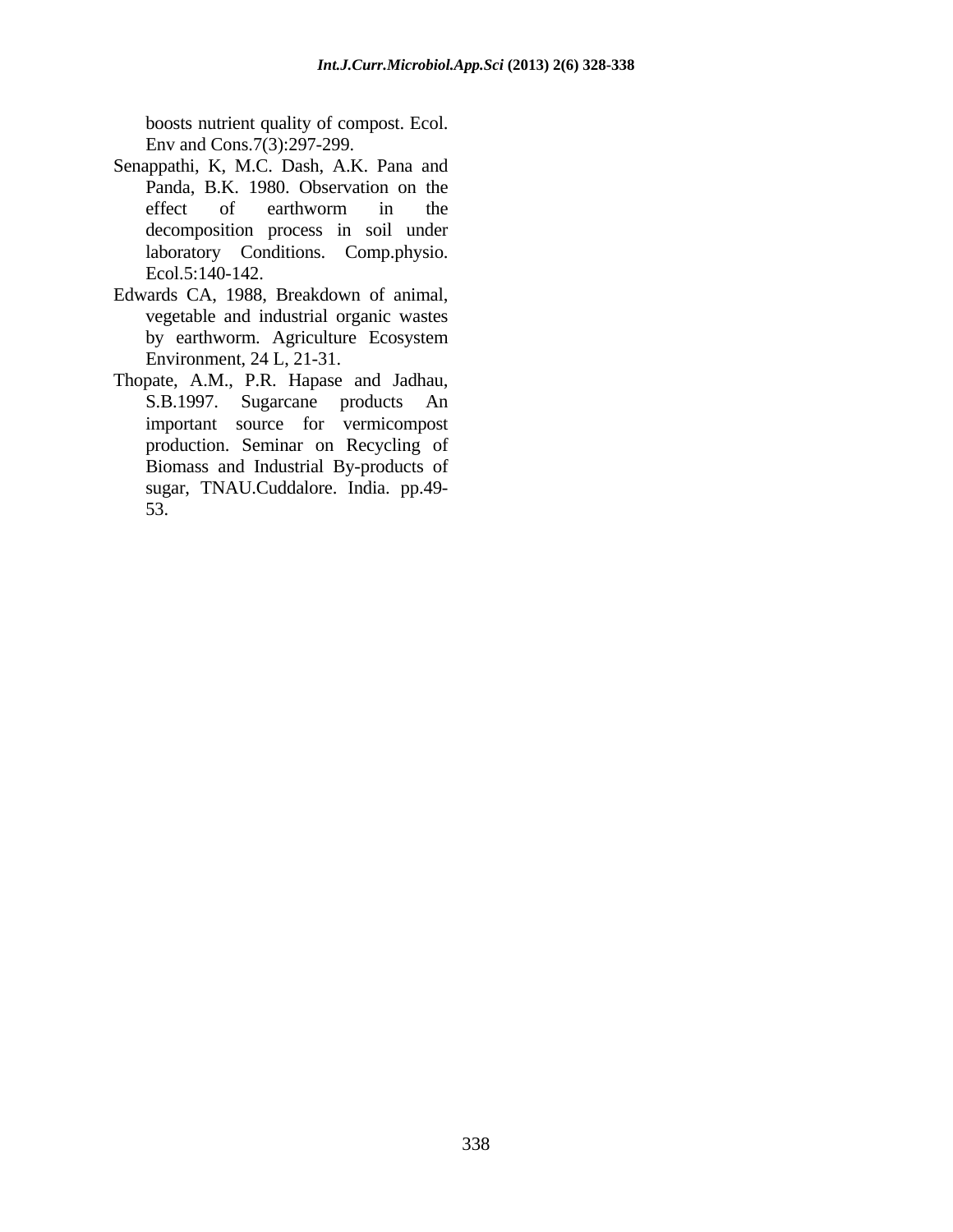boosts nutrient quality of compost. Ecol. Env and Cons.7(3):297-299.

Senappathi, K, M.C. Dash, A.K. Pana and Panda, B.K. 1980. Observation on the effect of earthworm in the decomposition process in soil under laboratory Conditions. Comp.physio. Ecol.5:140-142.

Edwards CA, 1988, Breakdown of animal, vegetable and industrial organic wastes by earthworm. Agriculture Ecosystem Environment, 24 L, 21-31.

Thopate, A.M., P.R. Hapase and Jadhau, S.B.1997. Sugarcane products An important source for vermicompost production. Seminar on Recycling of Biomass and Industrial By-products of sugar, TNAU.Cuddalore. India. pp.49-53.